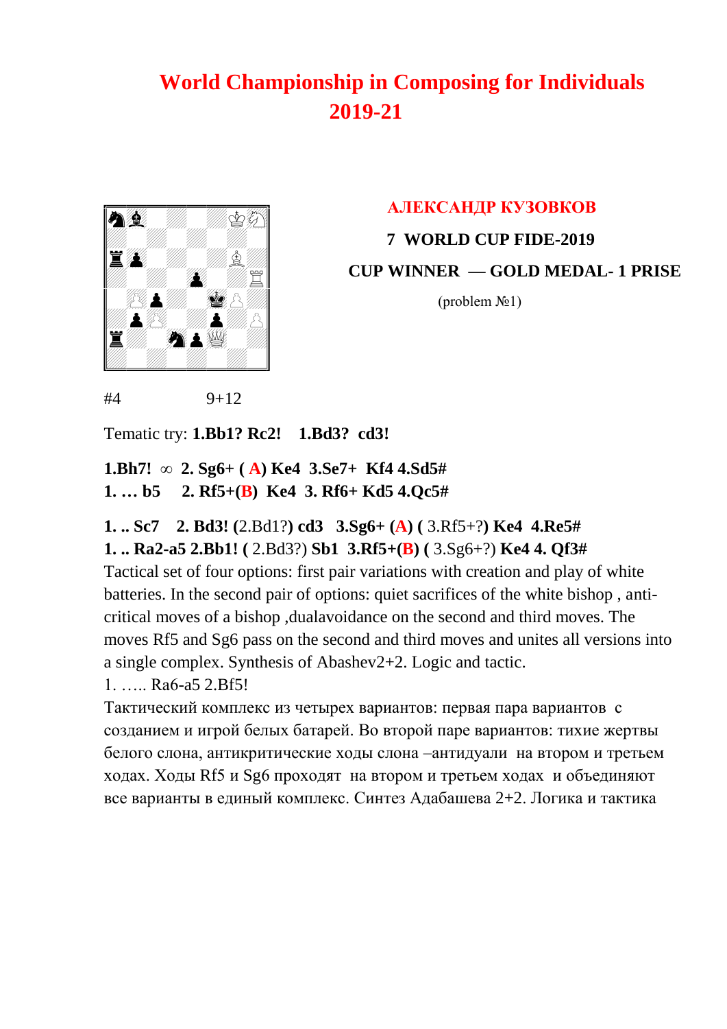# World Championship in Composing for Individuals 2019-21

**АЛЕКСАНДР КУЗОВКОВ**

**7 WORLD CUP FIDE-2019**

**CUP WINNER — GOLD MEDAL- 1 PRISE**

(problem №1)

#4 9+12

Tematic try: **1.Bb1? Rc2! 1.Bd3? cd3!**

**1.Bh7!** ∞ **2. Sg6+ ( A) Ke4 3.Se7+ Kf4 4.Sd5#**
**1. … b5 2. Rf5+(B) Ke4 3. Rf6+ Kd5 4.Qc5#**

**1. .. Sc7 2. Bd3! (**2.Bd1?**) cd3 3.Sg6+ (A) (** 3.Rf5+?**) Ke4 4.Re5#**
**1. .. Ra2-a5 2.Bb1! (** 2.Bd3?) **Sb1 3.Rf5+(B) (** 3.Sg6+?) **Ke4 4. Qf3#**

Tactical set of four options: first pair variations with creation and play of white batteries. In the second pair of options: quiet sacrifices of the white bishop , anti-critical moves of a bishop ,dualavoidance on the second and third moves. The moves Rf5 and Sg6 pass on the second and third moves and unites all versions into a single complex. Synthesis of Abashev2+2. Logic and tactic.

1. ….. Ra6-a5 2.Bf5!

Тактический комплекс из четырех вариантов: первая пара вариантов с созданием и игрой белых батарей. Во второй паре вариантов: тихие жертвы белого слона, антикритические ходы слона –антидуали на втором и третьем ходах. Ходы Rf5 и Sg6 проходят на втором и третьем ходах и объединяют все варианты в единый комплекс. Синтез Адабашева 2+2. Логика и тактика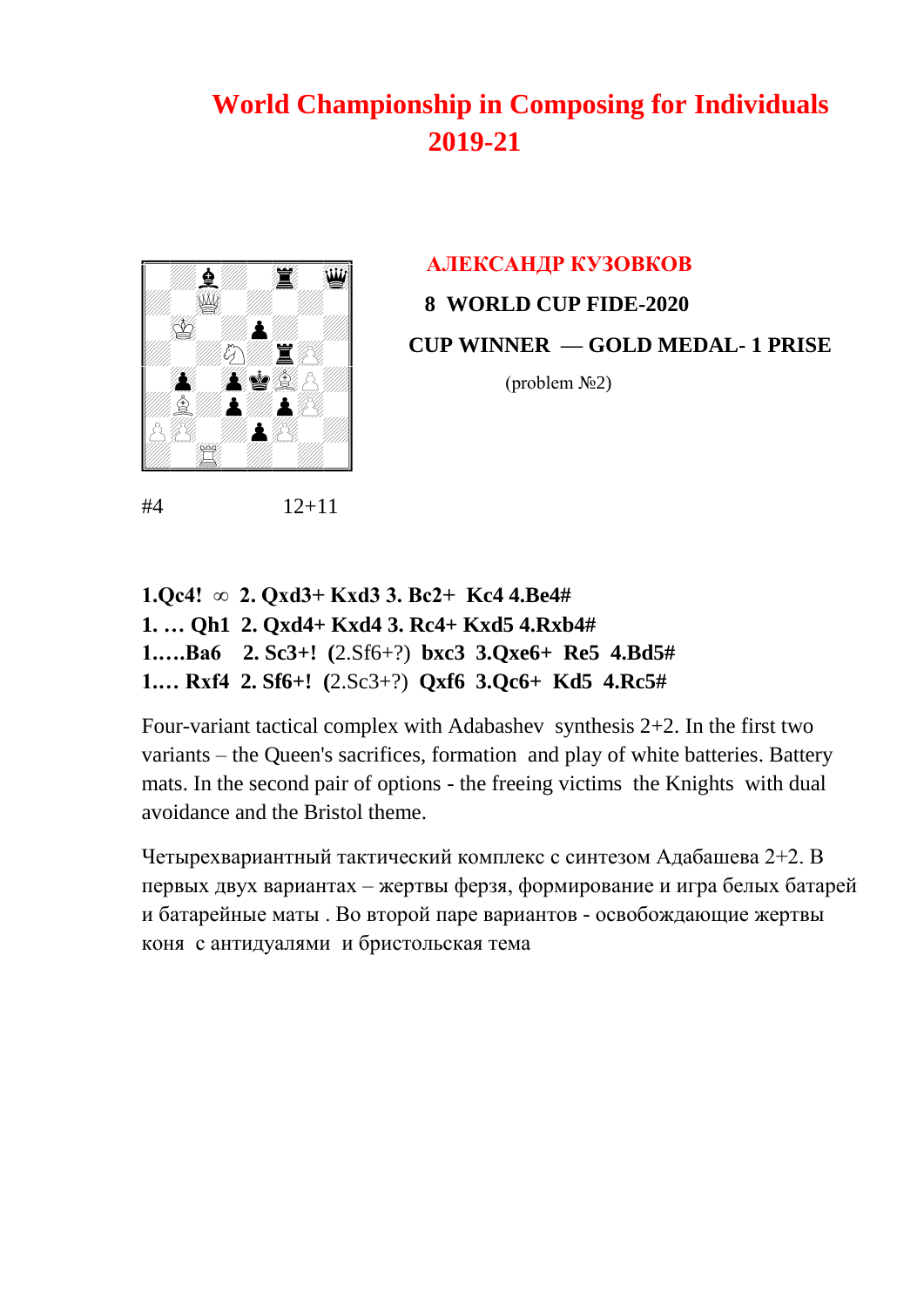# World Championship in Composing for Individuals 2019-21

**АЛЕКСАНДР КУЗОВКОВ**

**8 WORLD CUP FIDE-2020**

**CUP WINNER — GOLD MEDAL- 1 PRISE**

(problem №2)

#4 12+11

**1.Qc4!** ∞ **2. Qxd3+ Kxd3 3. Bc2+ Kc4 4.Be4#**
**1. … Qh1 2. Qxd4+ Kxd4 3. Rc4+ Kxd5 4.Rxb4#**
**1.….Ba6 2. Sc3+! (**2.Sf6+?) **bxc3 3.Qxe6+ Re5 4.Bd5#**
**1.… Rxf4 2. Sf6+! (**2.Sc3+?) **Qxf6 3.Qc6+ Kd5 4.Rc5#**

Four-variant tactical complex with Adabashev synthesis 2+2. In the first two variants – the Queen's sacrifices, formation and play of white batteries. Battery mats. In the second pair of options - the freeing victims the Knights with dual avoidance and the Bristol theme.

Четырехвариантный тактический комплекс с синтезом Адабашева 2+2. В первых двух вариантах – жертвы ферзя, формирование и игра белых батарей и батарейные маты . Во второй паре вариантов - освобождающие жертвы коня с антидуалями и бристольская тема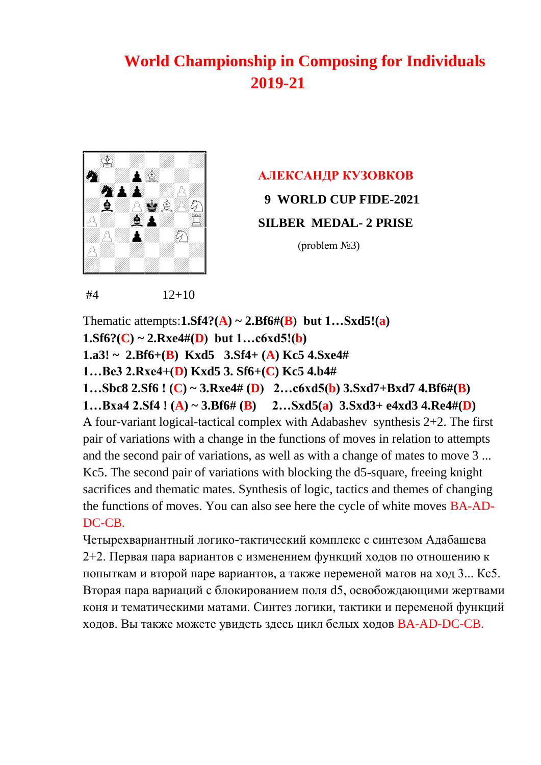# World Championship in Composing for Individuals 2019-21

**АЛЕКСАНДР КУЗОВКОВ**

**9 WORLD CUP FIDE-2021**

**SILBER MEDAL- 2 PRISE**

(problem №3)

#4 12+10

Thematic attempts:**1.Sf4?(A) ~ 2.Bf6#(B) but 1…Sxd5!(a)**
**1.Sf6?(C) ~ 2.Rxe4#(D) but 1…c6xd5!(b)**
**1.a3! ~ 2.Bf6+(B) Kxd5 3.Sf4+ (A) Kc5 4.Sxe4#**
**1…Be3 2.Rxe4+(D) Kxd5 3. Sf6+(C) Kc5 4.b4#**
**1…Sbc8 2.Sf6 ! (C) ~ 3.Rxe4# (D) 2…c6xd5(b) 3.Sxd7+Bxd7 4.Bf6#(B)**
**1…Bxa4 2.Sf4 ! (A) ~ 3.Bf6# (B) 2…Sxd5(a) 3.Sxd3+ e4xd3 4.Re4#(D)**
A four-variant logical-tactical complex with Adabashev synthesis 2+2. The first pair of variations with a change in the functions of moves in relation to attempts and the second pair of variations, as well as with a change of mates to move 3 ... Kc5. The second pair of variations with blocking the d5-square, freeing knight sacrifices and thematic mates. Synthesis of logic, tactics and themes of changing the functions of moves. You can also see here the cycle of white moves BA-AD-DC-CB.

Четырехвариантный логико-тактический комплекс с синтезом Адабашева 2+2. Первая пара вариантов с изменением функций ходов по отношению к попыткам и второй паре вариантов, а также переменой матов на ход 3... Кс5. Вторая пара вариаций с блокированием поля d5, освобождающими жертвами коня и тематическими матами. Синтез логики, тактики и переменой функций ходов. Вы также можете увидеть здесь цикл белых ходов BA-AD-DC-CB.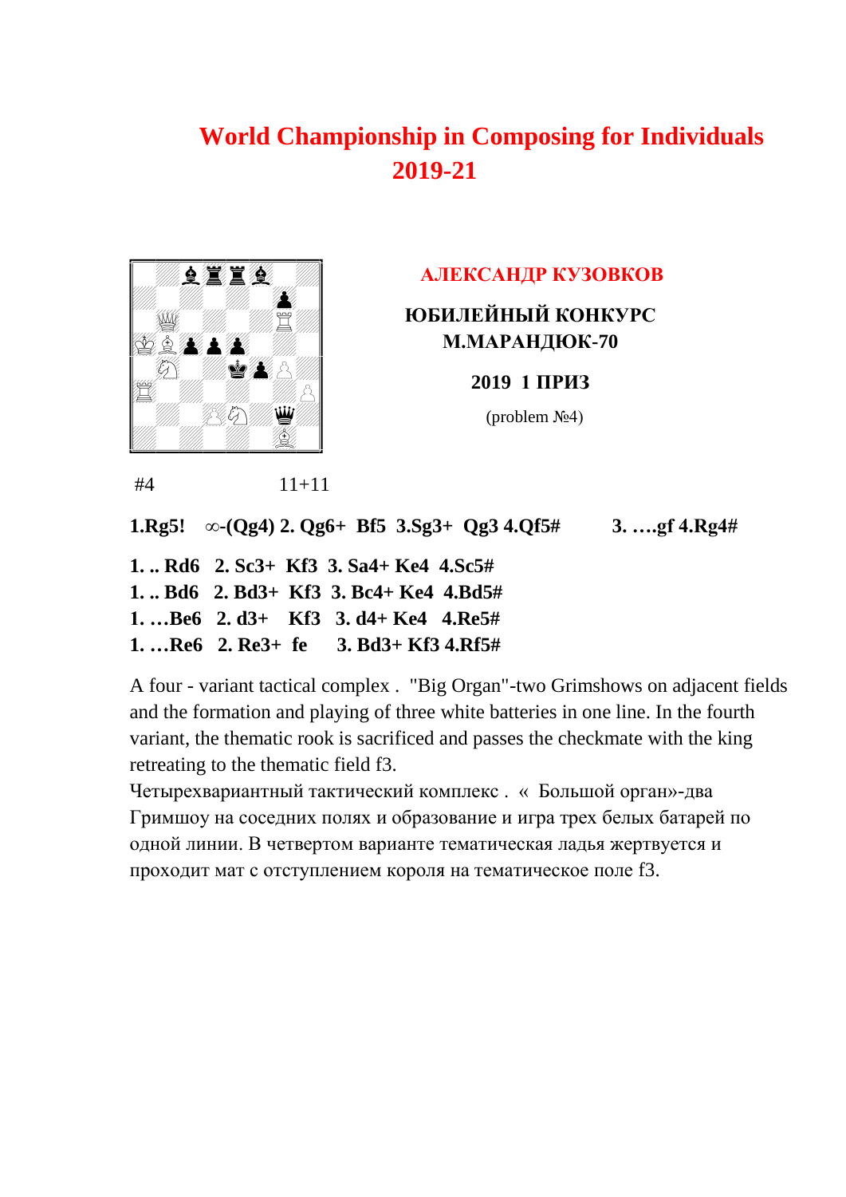# World Championship in Composing for Individuals 2019-21

## АЛЕКСАНДР КУЗОВКОВ

**ЮБИЛЕЙНЫЙ КОНКУРС М.МАРАНДЮК-70**

**2019 1 ПРИЗ**

(problem №4)

#4 11+11

**1.Rg5! ∞-(Qg4) 2. Qg6+ Bf5 3.Sg3+ Qg3 4.Qf5# 3. ….gf 4.Rg4#**

**1. .. Rd6 2. Sc3+ Kf3 3. Sa4+ Ke4 4.Sc5#**
**1. .. Bd6 2. Bd3+ Kf3 3. Bc4+ Ke4 4.Bd5#**
**1. …Be6 2. d3+ Kf3 3. d4+ Ke4 4.Re5#**
**1. …Re6 2. Re3+ fe 3. Bd3+ Kf3 4.Rf5#**

A four - variant tactical complex . "Big Organ"-two Grimshows on adjacent fields and the formation and playing of three white batteries in one line. In the fourth variant, the thematic rook is sacrificed and passes the checkmate with the king retreating to the thematic field f3.

Четырехвариантный тактический комплекс . « Большой орган»-два Гримшоу на соседних полях и образование и игра трех белых батарей по одной линии. В четвертом варианте тематическая ладья жертвуется и проходит мат с отступлением короля на тематическое поле f3.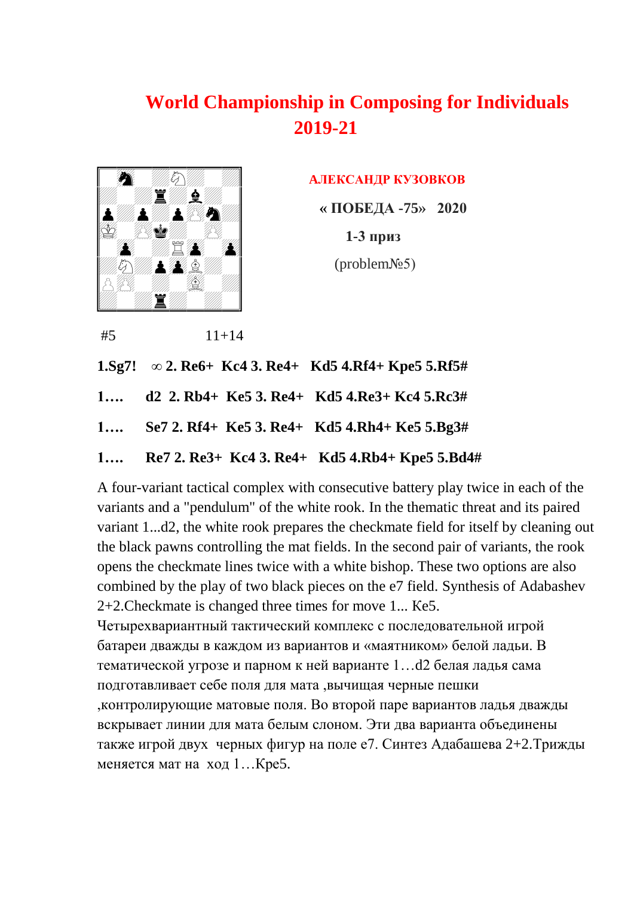# World Championship in Composing for Individuals 2019-21

**АЛЕКСАНДР КУЗОВКОВ**

**« ПОБЕДА -75» 2020**

**1-3 приз**

(problem№5)

#5 11+14

**1.Sg7! ∞ 2. Re6+ Kc4 3. Re4+ Kd5 4.Rf4+ Kpe5 5.Rf5#**

**1…. d2 2. Rb4+ Ke5 3. Re4+ Kd5 4.Re3+ Kc4 5.Rc3#**

**1…. Se7 2. Rf4+ Ke5 3. Re4+ Kd5 4.Rh4+ Ke5 5.Bg3#**

**1…. Re7 2. Re3+ Kc4 3. Re4+ Kd5 4.Rb4+ Kpe5 5.Bd4#**

A four-variant tactical complex with consecutive battery play twice in each of the variants and a "pendulum" of the white rook. In the thematic threat and its paired variant 1...d2, the white rook prepares the checkmate field for itself by cleaning out the black pawns controlling the mat fields. In the second pair of variants, the rook opens the checkmate lines twice with a white bishop. These two options are also combined by the play of two black pieces on the e7 field. Synthesis of Adabashev 2+2.Checkmate is changed three times for move 1... Ke5.

Четырехвариантный тактический комплекс с последовательной игрой батареи дважды в каждом из вариантов и «маятником» белой ладьи. В тематической угрозе и парном к ней варианте 1…d2 белая ладья сама подготавливает себе поля для мата ,вычищая черные пешки ,контролирующие матовые поля. Во второй паре вариантов ладья дважды вскрывает линии для мата белым слоном. Эти два варианта объединены также игрой двух черных фигур на поле е7. Синтез Адабашева 2+2.Трижды меняется мат на ход 1…Кре5.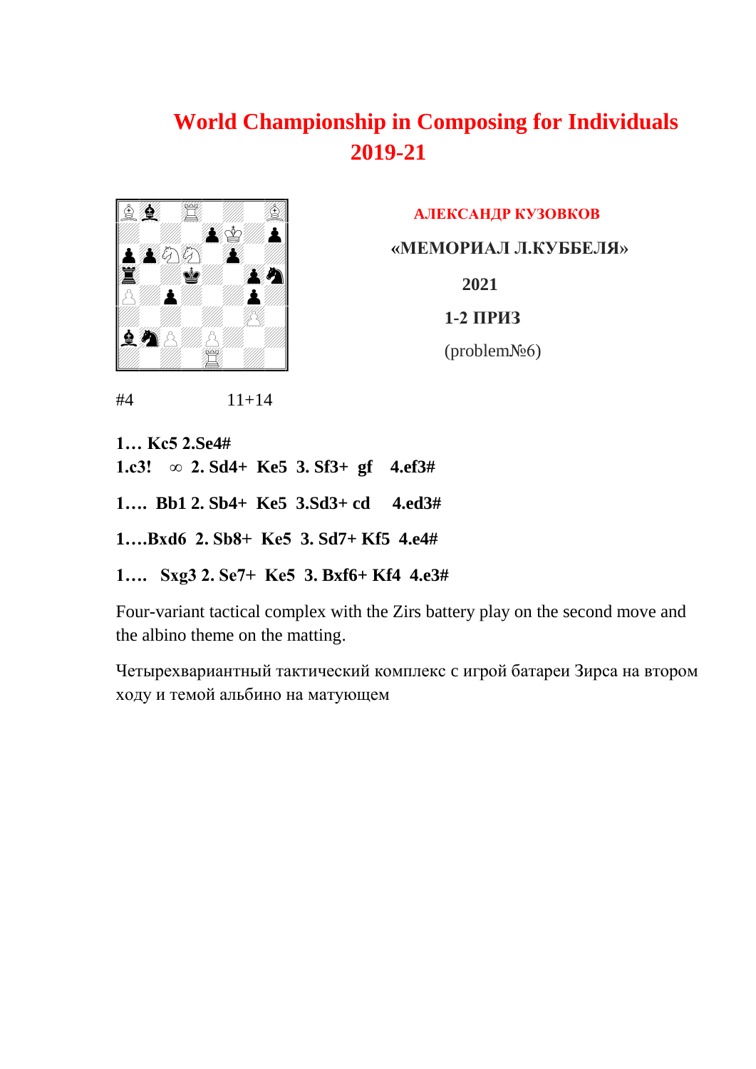# World Championship in Composing for Individuals 2019-21

**АЛЕКСАНДР КУЗОВКОВ**

**«МЕМОРИАЛ Л.КУББЕЛЯ»**

**2021**

**1-2 ПРИЗ**

(problem№6)

#4 11+14

**1… Kc5 2.Se4#**

**1.c3! ∞ 2. Sd4+ Ke5 3. Sf3+ gf 4.ef3#**

**1…. Bb1 2. Sb4+ Ke5 3.Sd3+ cd 4.ed3#**

**1….Bxd6 2. Sb8+ Ke5 3. Sd7+ Kf5 4.e4#**

**1…. Sxg3 2. Se7+ Ke5 3. Bxf6+ Kf4 4.e3#**

Four-variant tactical complex with the Zirs battery play on the second move and the albino theme on the matting.

Четырехвариантный тактический комплекс с игрой батареи Зирса на втором ходу и темой альбино на матующем